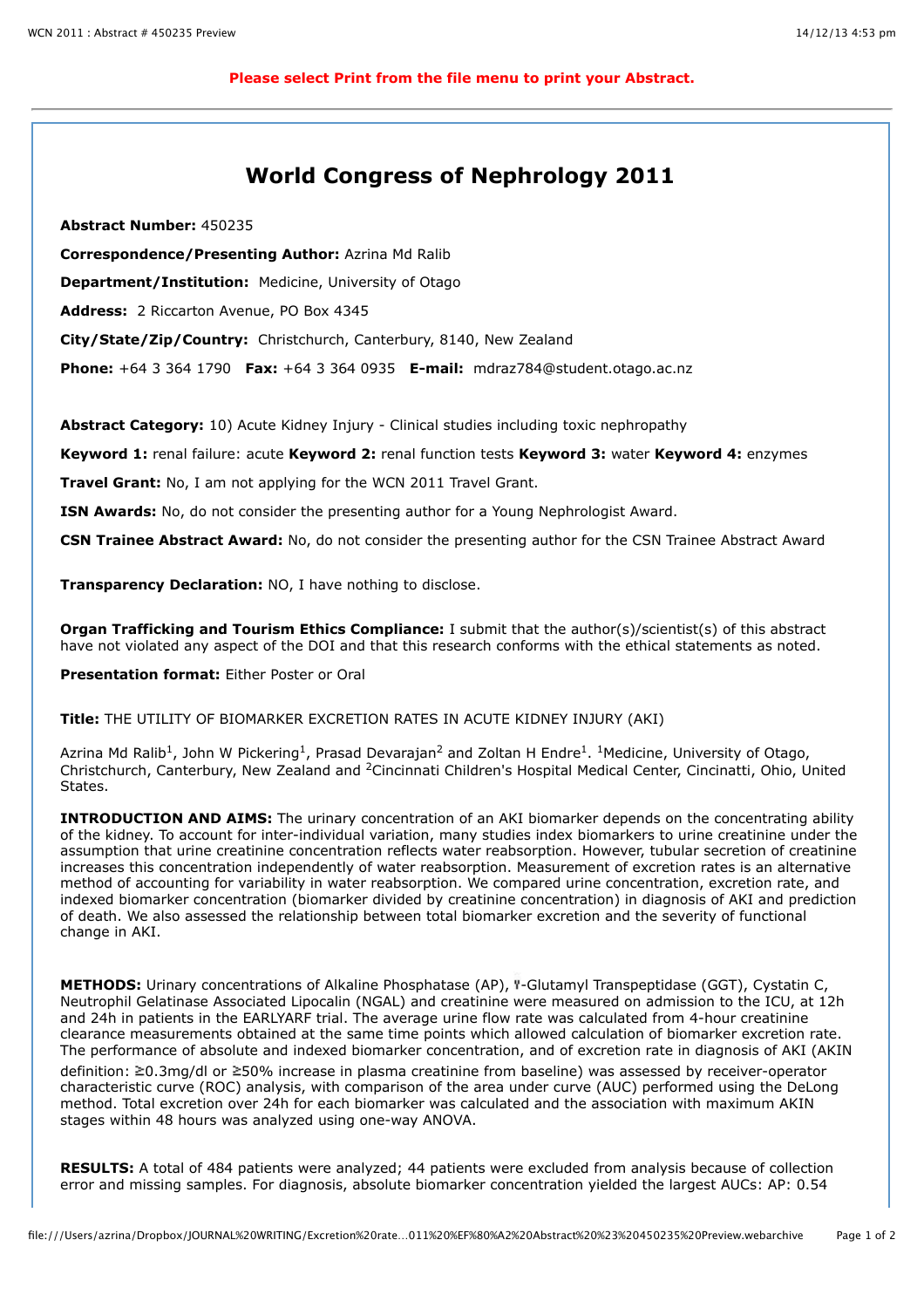Please select Print from the file menu to print your Abstract.

# World Congress of Nephrology 2011

**Abstract Number:** 450235

**Correspondence/Presenting Author:** Azrina Md Ralib

**Department/Institution:** Medicine, University of Otago

**Address:** 2 Riccarton Avenue, PO Box 4345

**City/State/Zip/Country:** Christchurch, Canterbury, 8140, New Zealand

**Phone:** +64 3 364 1790 **Fax:** +64 3 364 0935 **E-mail:** mdraz784@student.otago.ac.nz

**Abstract Category:** 10) Acute Kidney Injury - Clinical studies including toxic nephropathy

**Keyword 1:** renal failure: acute **Keyword 2:** renal function tests **Keyword 3:** water **Keyword 4:** enzymes

**Travel Grant:** No, I am not applying for the WCN 2011 Travel Grant.

**ISN Awards:** No, do not consider the presenting author for a Young Nephrologist Award.

**CSN Trainee Abstract Award:** No, do not consider the presenting author for the CSN Trainee Abstract Award

**Transparency Declaration:** NO, I have nothing to disclose.

**Organ Trafficking and Tourism Ethics Compliance:** I submit that the author(s)/scientist(s) of this abstract have not violated any aspect of the DOI and that this research conforms with the ethical statements as noted.

**Presentation format:** Either Poster or Oral

**Title:** THE UTILITY OF BIOMARKER EXCRETION RATES IN ACUTE KIDNEY INJURY (AKI)

Azrina Md Ralib[1], John W Pickering[1], Prasad Devarajan[2] and Zoltan H Endre[1]. [1]Medicine, University of Otago, Christchurch, Canterbury, New Zealand and [2]Cincinnati Children's Hospital Medical Center, Cincinatti, Ohio, United States.

**INTRODUCTION AND AIMS:** The urinary concentration of an AKI biomarker depends on the concentrating ability of the kidney. To account for inter-individual variation, many studies index biomarkers to urine creatinine under the assumption that urine creatinine concentration reflects water reabsorption. However, tubular secretion of creatinine increases this concentration independently of water reabsorption. Measurement of excretion rates is an alternative method of accounting for variability in water reabsorption. We compared urine concentration, excretion rate, and indexed biomarker concentration (biomarker divided by creatinine concentration) in diagnosis of AKI and prediction of death. We also assessed the relationship between total biomarker excretion and the severity of functional change in AKI.

**METHODS:** Urinary concentrations of Alkaline Phosphatase (AP), γ-Glutamyl Transpeptidase (GGT), Cystatin C, Neutrophil Gelatinase Associated Lipocalin (NGAL) and creatinine were measured on admission to the ICU, at 12h and 24h in patients in the EARLYARF trial. The average urine flow rate was calculated from 4-hour creatinine clearance measurements obtained at the same time points which allowed calculation of biomarker excretion rate. The performance of absolute and indexed biomarker concentration, and of excretion rate in diagnosis of AKI (AKIN definition: ≥0.3mg/dl or ≥50% increase in plasma creatinine from baseline) was assessed by receiver-operator characteristic curve (ROC) analysis, with comparison of the area under curve (AUC) performed using the DeLong method. Total excretion over 24h for each biomarker was calculated and the association with maximum AKIN stages within 48 hours was analyzed using one-way ANOVA.

**RESULTS:** A total of 484 patients were analyzed; 44 patients were excluded from analysis because of collection error and missing samples. For diagnosis, absolute biomarker concentration yielded the largest AUCs: AP: 0.54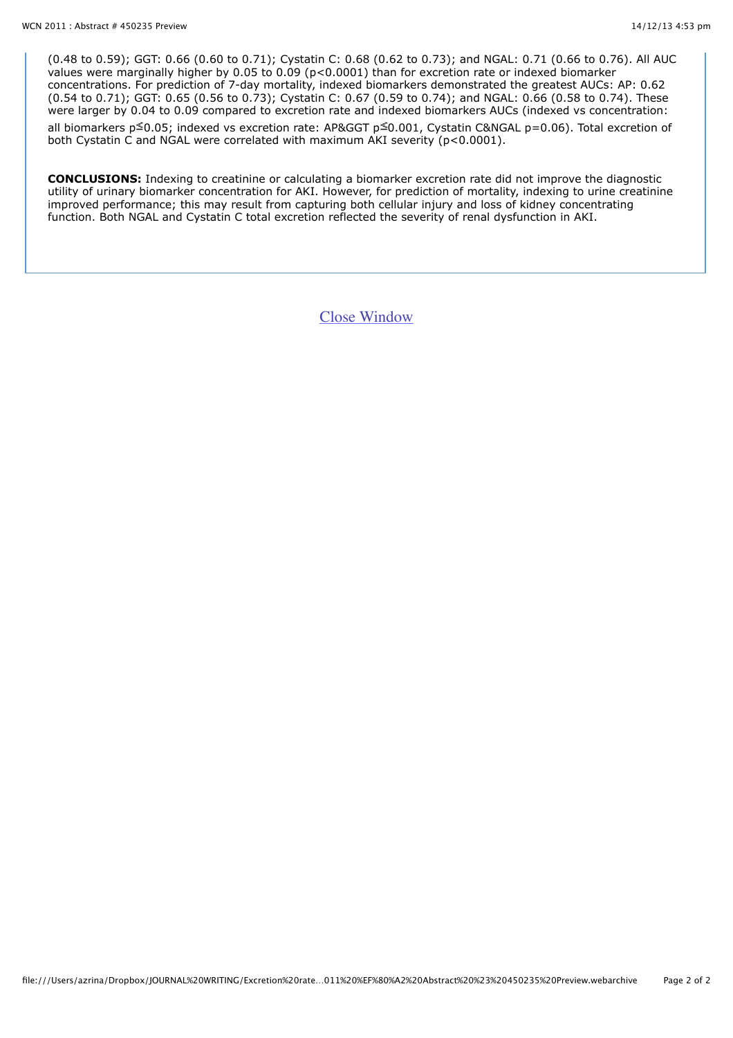(0.48 to 0.59); GGT: 0.66 (0.60 to 0.71); Cystatin C: 0.68 (0.62 to 0.73); and NGAL: 0.71 (0.66 to 0.76). All AUC values were marginally higher by 0.05 to 0.09 ($p<0.0001$) than for excretion rate or indexed biomarker concentrations. For prediction of 7-day mortality, indexed biomarkers demonstrated the greatest AUCs: AP: 0.62 (0.54 to 0.71); GGT: 0.65 (0.56 to 0.73); Cystatin C: 0.67 (0.59 to 0.74); and NGAL: 0.66 (0.58 to 0.74). These were larger by 0.04 to 0.09 compared to excretion rate and indexed biomarkers AUCs (indexed vs concentration: all biomarkers $p\leq0.05$; indexed vs excretion rate: AP&GGT $p\leq0.001$, Cystatin C&NGAL $p=0.06$). Total excretion of both Cystatin C and NGAL were correlated with maximum AKI severity ($p<0.0001$).

**CONCLUSIONS:** Indexing to creatinine or calculating a biomarker excretion rate did not improve the diagnostic utility of urinary biomarker concentration for AKI. However, for prediction of mortality, indexing to urine creatinine improved performance; this may result from capturing both cellular injury and loss of kidney concentrating function. Both NGAL and Cystatin C total excretion reflected the severity of renal dysfunction in AKI.

Close Window